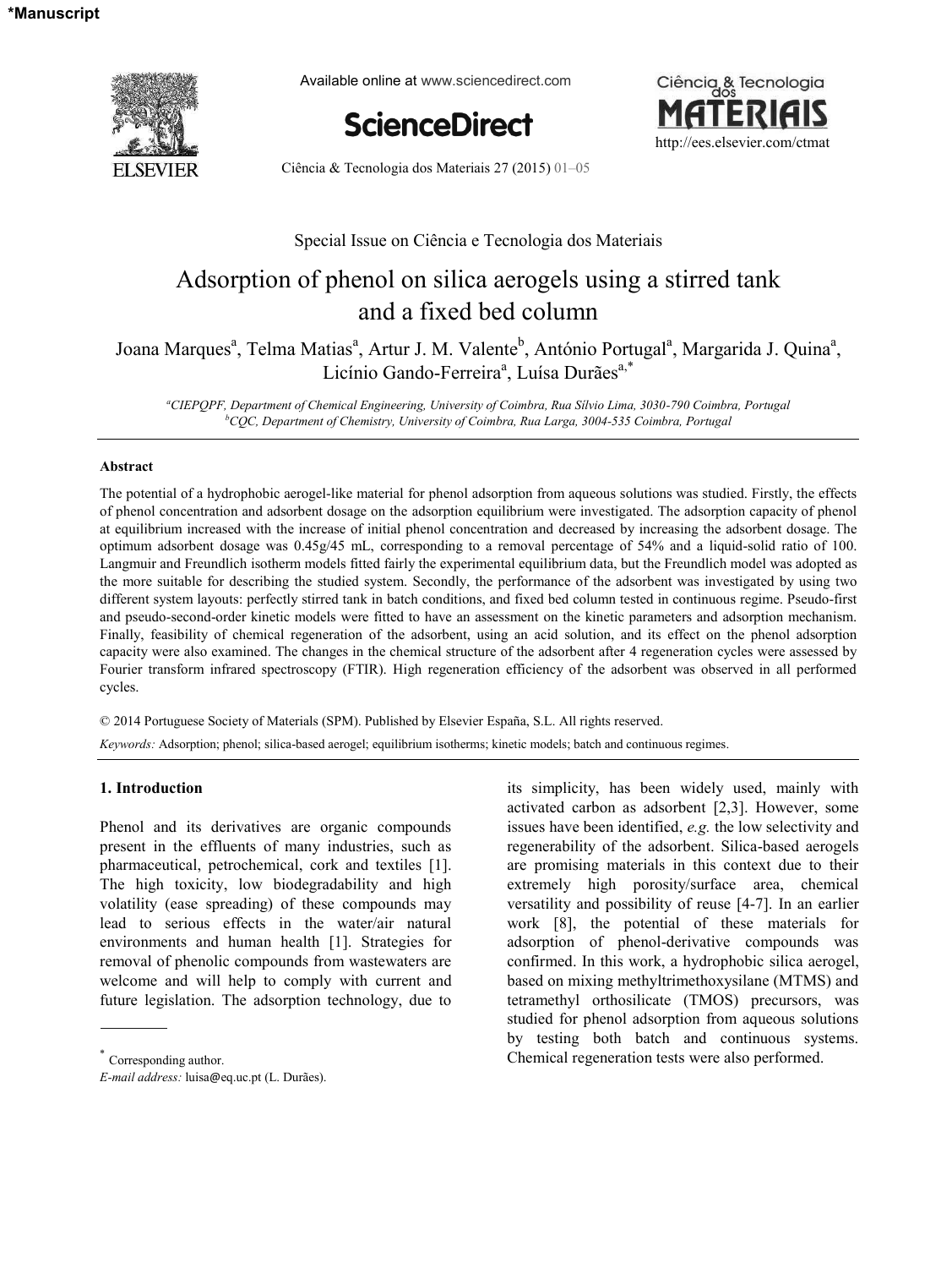*Manuscript

Special Issue on Ciência e Tecnologia dos Materiais

# Adsorption of phenol on silica aerogels using a stirred tank and a fixed bed column

Joana Marques[a], Telma Matias[a], Artur J. M. Valente[b], António Portugal[a], Margarida J. Quina[a], Licínio Gando-Ferreira[a], Luísa Durães[a,*]

*[a]CIEPQPF, Department of Chemical Engineering, University of Coimbra, Rua Sílvio Lima, 3030-790 Coimbra, Portugal*
*[b]CQC, Department of Chemistry, University of Coimbra, Rua Larga, 3004-535 Coimbra, Portugal*

## Abstract

The potential of a hydrophobic aerogel-like material for phenol adsorption from aqueous solutions was studied. Firstly, the effects of phenol concentration and adsorbent dosage on the adsorption equilibrium were investigated. The adsorption capacity of phenol at equilibrium increased with the increase of initial phenol concentration and decreased by increasing the adsorbent dosage. The optimum adsorbent dosage was 0.45g/45 mL, corresponding to a removal percentage of 54% and a liquid-solid ratio of 100. Langmuir and Freundlich isotherm models fitted fairly the experimental equilibrium data, but the Freundlich model was adopted as the more suitable for describing the studied system. Secondly, the performance of the adsorbent was investigated by using two different system layouts: perfectly stirred tank in batch conditions, and fixed bed column tested in continuous regime. Pseudo-first and pseudo-second-order kinetic models were fitted to have an assessment on the kinetic parameters and adsorption mechanism. Finally, feasibility of chemical regeneration of the adsorbent, using an acid solution, and its effect on the phenol adsorption capacity were also examined. The changes in the chemical structure of the adsorbent after 4 regeneration cycles were assessed by Fourier transform infrared spectroscopy (FTIR). High regeneration efficiency of the adsorbent was observed in all performed cycles.

© 2014 Portuguese Society of Materials (SPM). Published by Elsevier España, S.L. All rights reserved.

*Keywords:* Adsorption; phenol; silica-based aerogel; equilibrium isotherms; kinetic models; batch and continuous regimes.

## 1. Introduction

Phenol and its derivatives are organic compounds present in the effluents of many industries, such as pharmaceutical, petrochemical, cork and textiles [1]. The high toxicity, low biodegradability and high volatility (ease spreading) of these compounds may lead to serious effects in the water/air natural environments and human health [1]. Strategies for removal of phenolic compounds from wastewaters are welcome and will help to comply with current and future legislation. The adsorption technology, due to its simplicity, has been widely used, mainly with activated carbon as adsorbent [2,3]. However, some issues have been identified, *e.g.* the low selectivity and regenerability of the adsorbent. Silica-based aerogels are promising materials in this context due to their extremely high porosity/surface area, chemical versatility and possibility of reuse [4-7]. In an earlier work [8], the potential of these materials for adsorption of phenol-derivative compounds was confirmed. In this work, a hydrophobic silica aerogel, based on mixing methyltrimethoxysilane (MTMS) and tetramethyl orthosilicate (TMOS) precursors, was studied for phenol adsorption from aqueous solutions by testing both batch and continuous systems. Chemical regeneration tests were also performed.

* Corresponding author.
*E-mail address:* luisa@eq.uc.pt (L. Durães).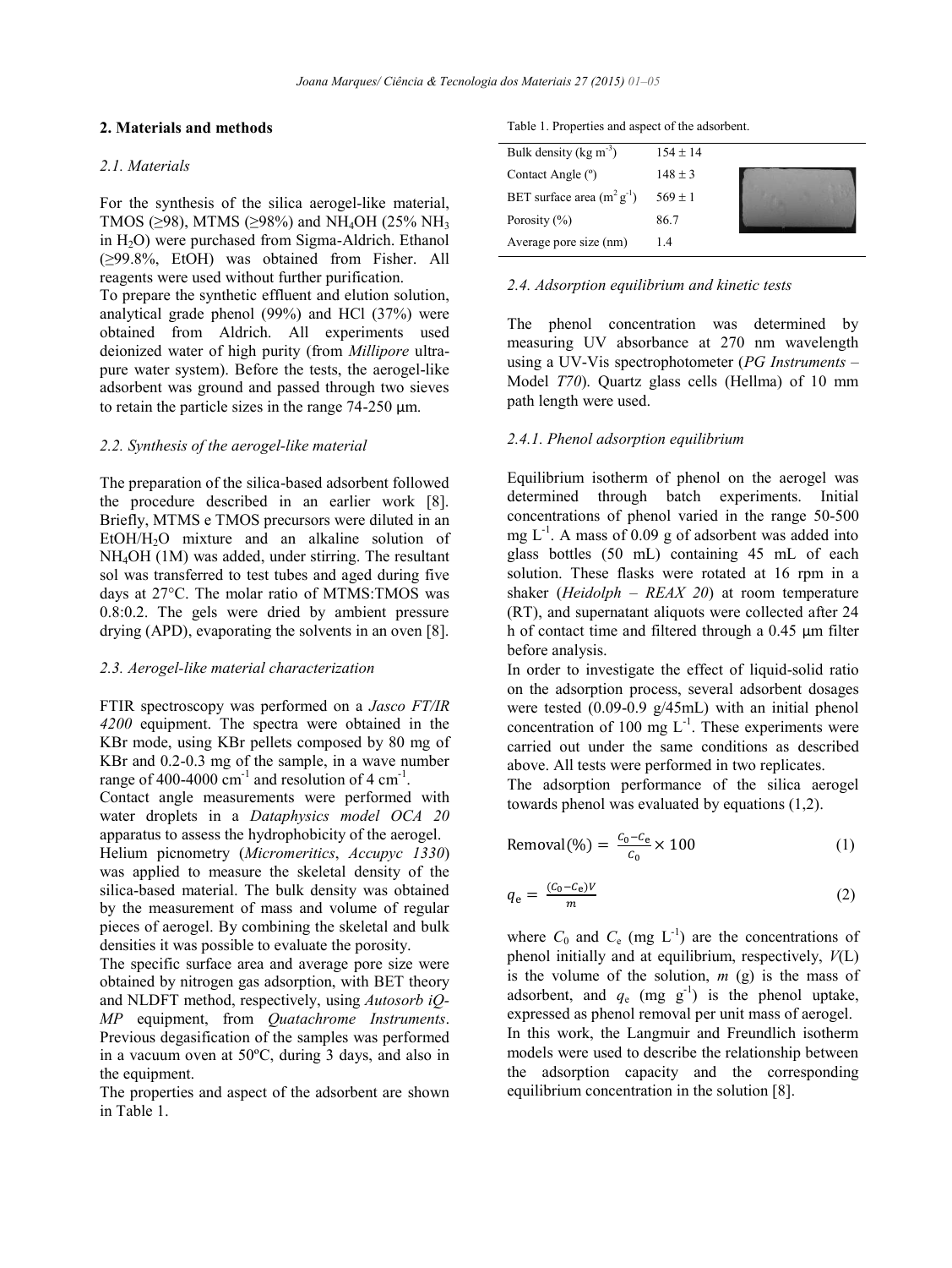## 2. Materials and methods

### 2.1. Materials

For the synthesis of the silica aerogel-like material, TMOS (≥98), MTMS (≥98%) and $NH_4OH$ (25% $NH_3$ in $H_2O$) were purchased from Sigma-Aldrich. Ethanol (≥99.8%, EtOH) was obtained from Fisher. All reagents were used without further purification.

To prepare the synthetic effluent and elution solution, analytical grade phenol (99%) and HCl (37%) were obtained from Aldrich. All experiments used deionized water of high purity (from *Millipore* ultra-pure water system). Before the tests, the aerogel-like adsorbent was ground and passed through two sieves to retain the particle sizes in the range 74-250 μm.

### 2.2. Synthesis of the aerogel-like material

The preparation of the silica-based adsorbent followed the procedure described in an earlier work [8]. Briefly, MTMS e TMOS precursors were diluted in an $EtOH/H_2O$ mixture and an alkaline solution of $NH_4OH$ (1M) was added, under stirring. The resultant sol was transferred to test tubes and aged during five days at 27°C. The molar ratio of MTMS:TMOS was 0.8:0.2. The gels were dried by ambient pressure drying (APD), evaporating the solvents in an oven [8].

### 2.3. Aerogel-like material characterization

FTIR spectroscopy was performed on a *Jasco FT/IR 4200* equipment. The spectra were obtained in the KBr mode, using KBr pellets composed by 80 mg of KBr and 0.2-0.3 mg of the sample, in a wave number range of 400-4000 $cm^{-1}$ and resolution of 4 $cm^{-1}$.

Contact angle measurements were performed with water droplets in a *Dataphysics model OCA 20* apparatus to assess the hydrophobicity of the aerogel.

Helium picnometry (*Micromeritics*, *Accupyc 1330*) was applied to measure the skeletal density of the silica-based material. The bulk density was obtained by the measurement of mass and volume of regular pieces of aerogel. By combining the skeletal and bulk densities it was possible to evaluate the porosity.

The specific surface area and average pore size were obtained by nitrogen gas adsorption, with BET theory and NLDFT method, respectively, using *Autosorb iQ-MP* equipment, from *Quatachrome Instruments*. Previous degasification of the samples was performed in a vacuum oven at 50ºC, during 3 days, and also in the equipment.

The properties and aspect of the adsorbent are shown in Table 1.

Table 1. Properties and aspect of the adsorbent.

| | |
|---|---|
| Bulk density (kg $m^{-3}$) | 154 ± 14 |
| Contact Angle (º) | 148 ± 3 |
| BET surface area ($m^2$ $g^{-1}$) | 569 ± 1 |
| Porosity (%) | 86.7 |
| Average pore size (nm) | 1.4 |

### 2.4. Adsorption equilibrium and kinetic tests

The phenol concentration was determined by measuring UV absorbance at 270 nm wavelength using a UV-Vis spectrophotometer (*PG Instruments* – Model *T70*). Quartz glass cells (Hellma) of 10 mm path length were used.

#### 2.4.1. Phenol adsorption equilibrium

Equilibrium isotherm of phenol on the aerogel was determined through batch experiments. Initial concentrations of phenol varied in the range 50-500 mg $L^{-1}$. A mass of 0.09 g of adsorbent was added into glass bottles (50 mL) containing 45 mL of each solution. These flasks were rotated at 16 rpm in a shaker (*Heidolph* – *REAX 20*) at room temperature (RT), and supernatant aliquots were collected after 24 h of contact time and filtered through a 0.45 μm filter before analysis.

In order to investigate the effect of liquid-solid ratio on the adsorption process, several adsorbent dosages were tested (0.09-0.9 g/45mL) with an initial phenol concentration of 100 mg $L^{-1}$. These experiments were carried out under the same conditions as described above. All tests were performed in two replicates.

The adsorption performance of the silica aerogel towards phenol was evaluated by equations (1,2).

$$\text{Removal}(\%) = \frac{C_0 - C_e}{C_0} \times 100 \quad (1)$$

$$q_e = \frac{(C_0 - C_e)V}{m} \quad (2)$$

where $C_0$ and $C_e$ (mg $L^{-1}$) are the concentrations of phenol initially and at equilibrium, respectively, $V$(L) is the volume of the solution, $m$ (g) is the mass of adsorbent, and $q_e$ (mg $g^{-1}$) is the phenol uptake, expressed as phenol removal per unit mass of aerogel.

In this work, the Langmuir and Freundlich isotherm models were used to describe the relationship between the adsorption capacity and the corresponding equilibrium concentration in the solution [8].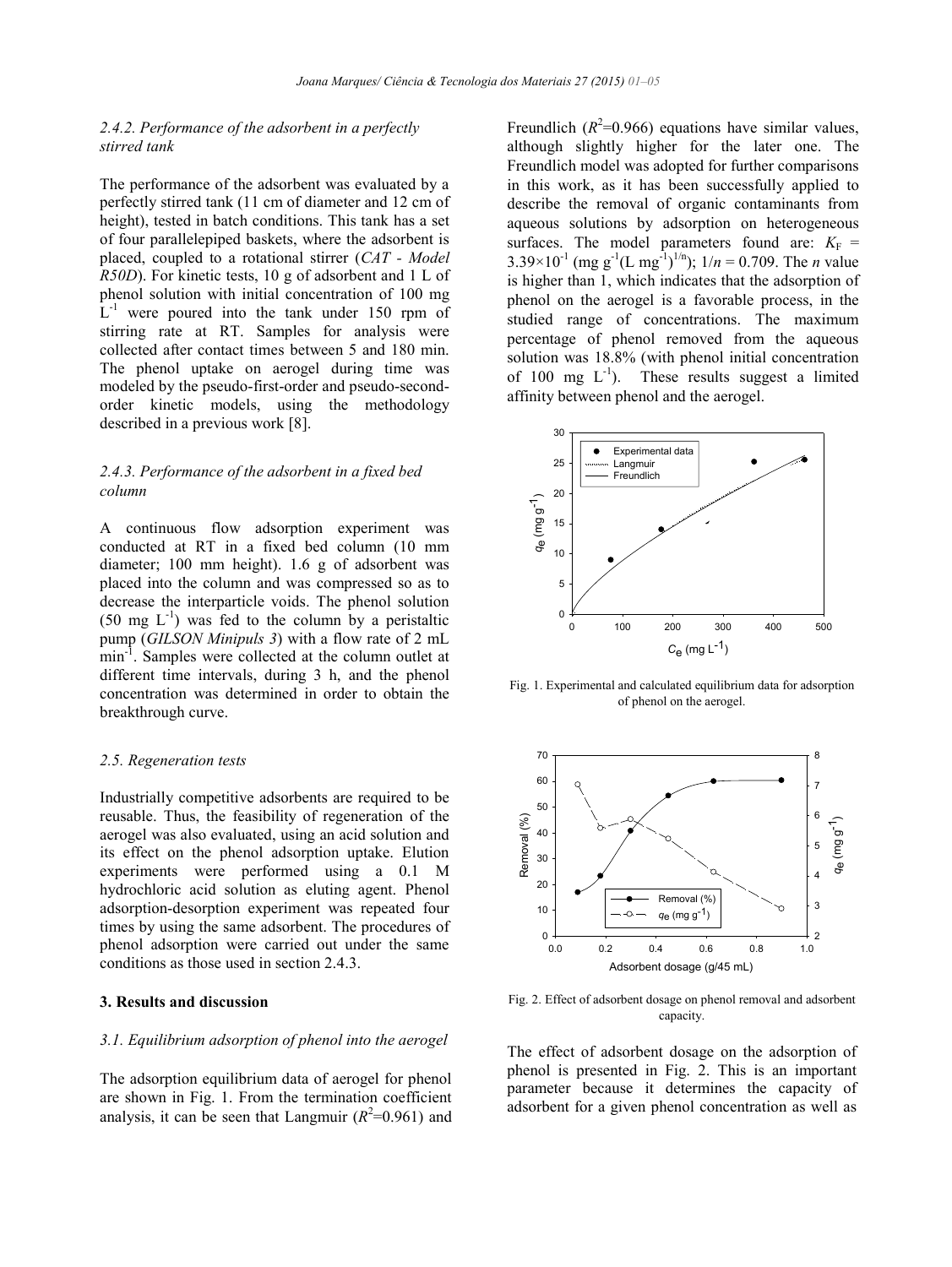#### 2.4.2. Performance of the adsorbent in a perfectly stirred tank

The performance of the adsorbent was evaluated by a perfectly stirred tank (11 cm of diameter and 12 cm of height), tested in batch conditions. This tank has a set of four parallelepiped baskets, where the adsorbent is placed, coupled to a rotational stirrer (*CAT - Model R50D*). For kinetic tests, 10 g of adsorbent and 1 L of phenol solution with initial concentration of 100 mg $L^{-1}$ were poured into the tank under 150 rpm of stirring rate at RT. Samples for analysis were collected after contact times between 5 and 180 min. The phenol uptake on aerogel during time was modeled by the pseudo-first-order and pseudo-second-order kinetic models, using the methodology described in a previous work [8].

#### 2.4.3. Performance of the adsorbent in a fixed bed column

A continuous flow adsorption experiment was conducted at RT in a fixed bed column (10 mm diameter; 100 mm height). 1.6 g of adsorbent was placed into the column and was compressed so as to decrease the interparticle voids. The phenol solution (50 mg $L^{-1}$) was fed to the column by a peristaltic pump (*GILSON Minipuls 3*) with a flow rate of 2 mL $min^{-1}$. Samples were collected at the column outlet at different time intervals, during 3 h, and the phenol concentration was determined in order to obtain the breakthrough curve.

### 2.5. Regeneration tests

Industrially competitive adsorbents are required to be reusable. Thus, the feasibility of regeneration of the aerogel was also evaluated, using an acid solution and its effect on the phenol adsorption uptake. Elution experiments were performed using a 0.1 M hydrochloric acid solution as eluting agent. Phenol adsorption-desorption experiment was repeated four times by using the same adsorbent. The procedures of phenol adsorption were carried out under the same conditions as those used in section 2.4.3.

## 3. Results and discussion

### 3.1. Equilibrium adsorption of phenol into the aerogel

The adsorption equilibrium data of aerogel for phenol are shown in Fig. 1. From the termination coefficient analysis, it can be seen that Langmuir ($R^2$=0.961) and Freundlich ($R^2$=0.966) equations have similar values, although slightly higher for the later one. The Freundlich model was adopted for further comparisons in this work, as it has been successfully applied to describe the removal of organic contaminants from aqueous solutions by adsorption on heterogeneous surfaces. The model parameters found are: $K_F$ = $3.39\times10^{-1}$ (mg $g^{-1}$(L $mg^{-1})^{1/n}$); $1/n$ = 0.709. The $n$ value is higher than 1, which indicates that the adsorption of phenol on the aerogel is a favorable process, in the studied range of concentrations. The maximum percentage of phenol removed from the aqueous solution was 18.8% (with phenol initial concentration of 100 mg $L^{-1}$). These results suggest a limited affinity between phenol and the aerogel.

Fig. 1. Experimental and calculated equilibrium data for adsorption of phenol on the aerogel.

Fig. 2. Effect of adsorbent dosage on phenol removal and adsorbent capacity.

The effect of adsorbent dosage on the adsorption of phenol is presented in Fig. 2. This is an important parameter because it determines the capacity of adsorbent for a given phenol concentration as well as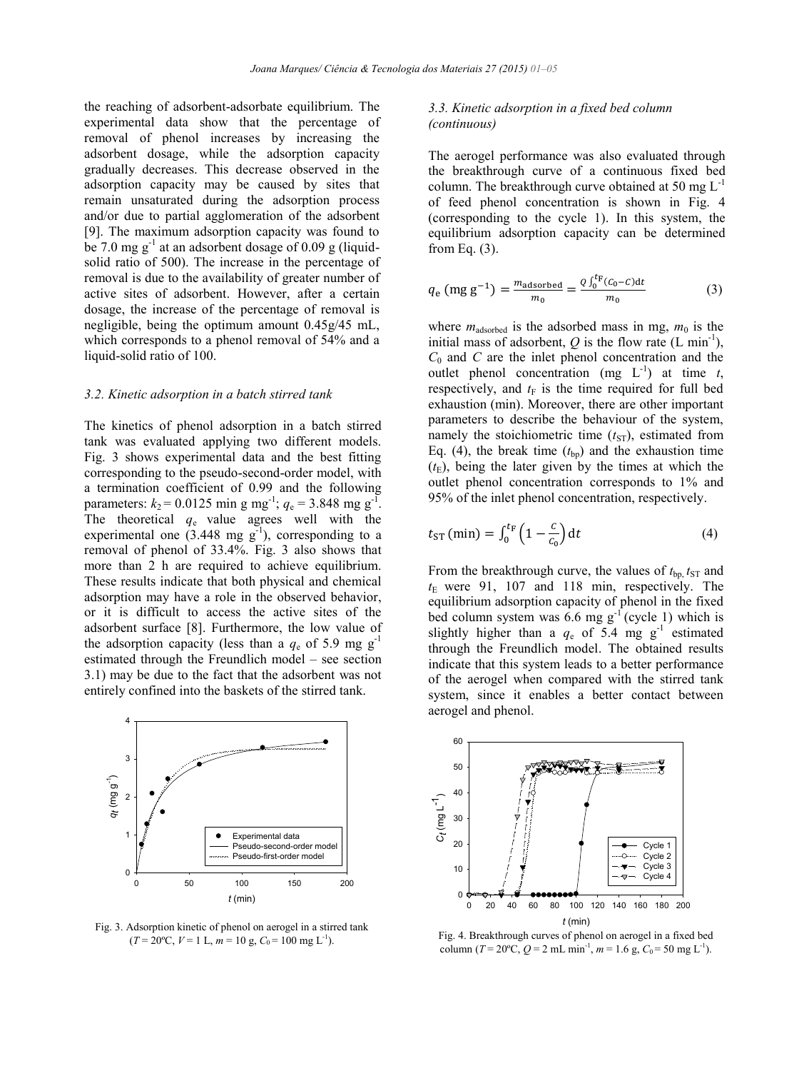the reaching of adsorbent-adsorbate equilibrium. The experimental data show that the percentage of removal of phenol increases by increasing the adsorbent dosage, while the adsorption capacity gradually decreases. This decrease observed in the adsorption capacity may be caused by sites that remain unsaturated during the adsorption process and/or due to partial agglomeration of the adsorbent [9]. The maximum adsorption capacity was found to be 7.0 mg $g^{-1}$ at an adsorbent dosage of 0.09 g (liquid-solid ratio of 500). The increase in the percentage of removal is due to the availability of greater number of active sites of adsorbent. However, after a certain dosage, the increase of the percentage of removal is negligible, being the optimum amount 0.45g/45 mL, which corresponds to a phenol removal of 54% and a liquid-solid ratio of 100.

### 3.2. Kinetic adsorption in a batch stirred tank

The kinetics of phenol adsorption in a batch stirred tank was evaluated applying two different models. Fig. 3 shows experimental data and the best fitting corresponding to the pseudo-second-order model, with a termination coefficient of 0.99 and the following parameters: $k_2 = 0.0125$ min g $mg^{-1}$; $q_e = 3.848$ mg $g^{-1}$. The theoretical $q_e$ value agrees well with the experimental one (3.448 mg $g^{-1}$), corresponding to a removal of phenol of 33.4%. Fig. 3 also shows that more than 2 h are required to achieve equilibrium. These results indicate that both physical and chemical adsorption may have a role in the observed behavior, or it is difficult to access the active sites of the adsorbent surface [8]. Furthermore, the low value of the adsorption capacity (less than a $q_e$ of 5.9 mg $g^{-1}$ estimated through the Freundlich model – see section 3.1) may be due to the fact that the adsorbent was not entirely confined into the baskets of the stirred tank.

Fig. 3. Adsorption kinetic of phenol on aerogel in a stirred tank ($T$ = 20ºC, $V$ = 1 L, $m$ = 10 g, $C_0$ = 100 mg $L^{-1}$).

### 3.3. Kinetic adsorption in a fixed bed column (continuous)

The aerogel performance was also evaluated through the breakthrough curve of a continuous fixed bed column. The breakthrough curve obtained at 50 mg $L^{-1}$ of feed phenol concentration is shown in Fig. 4 (corresponding to the cycle 1). In this system, the equilibrium adsorption capacity can be determined from Eq. (3).

$$q_e \,(\text{mg g}^{-1}) = \frac{m_{\text{adsorbed}}}{m_0} = \frac{Q\int_0^{t_F}(C_0 - C)\,\mathrm{d}t}{m_0} \tag{3}$$

where $m_{\text{adsorbed}}$ is the adsorbed mass in mg, $m_0$ is the initial mass of adsorbent, $Q$ is the flow rate (L $min^{-1}$), $C_0$ and $C$ are the inlet phenol concentration and the outlet phenol concentration (mg $L^{-1}$) at time $t$, respectively, and $t_F$ is the time required for full bed exhaustion (min). Moreover, there are other important parameters to describe the behaviour of the system, namely the stoichiometric time ($t_{ST}$), estimated from Eq. (4), the break time ($t_{bp}$) and the exhaustion time ($t_E$), being the later given by the times at which the outlet phenol concentration corresponds to 1% and 95% of the inlet phenol concentration, respectively.

$$t_{ST}\,(\text{min}) = \int_0^{t_F}\left(1 - \frac{C}{C_0}\right)\mathrm{d}t \tag{4}$$

From the breakthrough curve, the values of $t_{bp}$, $t_{ST}$ and $t_E$ were 91, 107 and 118 min, respectively. The equilibrium adsorption capacity of phenol in the fixed bed column system was 6.6 mg $g^{-1}$ (cycle 1) which is slightly higher than a $q_e$ of 5.4 mg $g^{-1}$ estimated through the Freundlich model. The obtained results indicate that this system leads to a better performance of the aerogel when compared with the stirred tank system, since it enables a better contact between aerogel and phenol.

Fig. 4. Breakthrough curves of phenol on aerogel in a fixed bed column ($T$ = 20ºC, $Q$ = 2 mL $min^{-1}$, $m$ = 1.6 g, $C_0$ = 50 mg $L^{-1}$).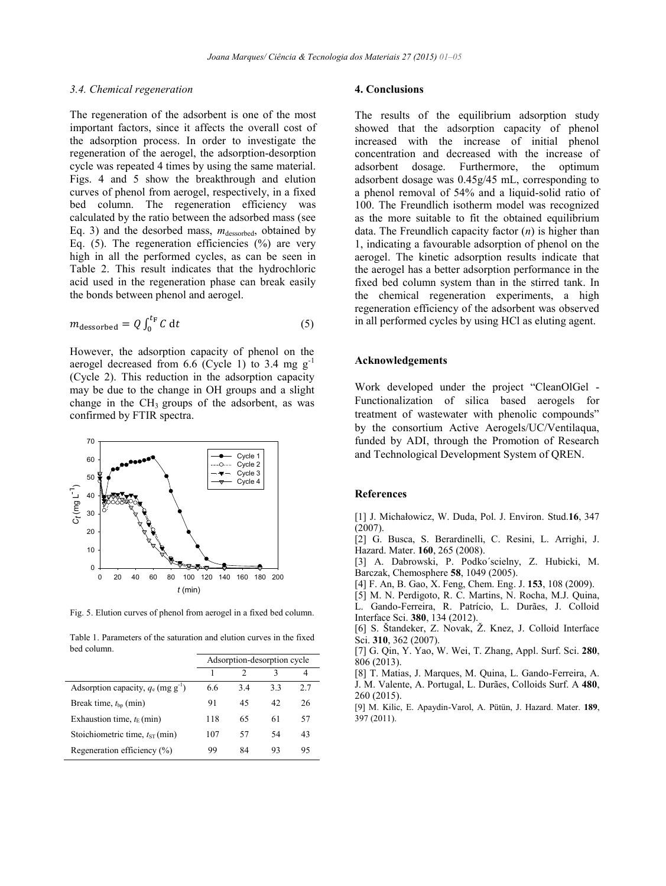### 3.4. Chemical regeneration

The regeneration of the adsorbent is one of the most important factors, since it affects the overall cost of the adsorption process. In order to investigate the regeneration of the aerogel, the adsorption-desorption cycle was repeated 4 times by using the same material. Figs. 4 and 5 show the breakthrough and elution curves of phenol from aerogel, respectively, in a fixed bed column. The regeneration efficiency was calculated by the ratio between the adsorbed mass (see Eq. 3) and the desorbed mass, $m_{\text{dessorbed}}$, obtained by Eq. (5). The regeneration efficiencies (%) are very high in all the performed cycles, as can be seen in Table 2. This result indicates that the hydrochloric acid used in the regeneration phase can break easily the bonds between phenol and aerogel.

$$m_{\text{dessorbed}} = Q\int_0^{t_F} C\,\mathrm{d}t \tag{5}$$

However, the adsorption capacity of phenol on the aerogel decreased from 6.6 (Cycle 1) to 3.4 mg $g^{-1}$ (Cycle 2). This reduction in the adsorption capacity may be due to the change in OH groups and a slight change in the $CH_3$ groups of the adsorbent, as was confirmed by FTIR spectra.

70
60
50
40
30
20
10
0
$C_t$ (mg $L^{-1}$)
0 20 40 60 80 100 120 140 160 180 200
$t$ (min)
Cycle 1
Cycle 2
Cycle 3
Cycle 4

Fig. 5. Elution curves of phenol from aerogel in a fixed bed column.

Table 1. Parameters of the saturation and elution curves in the fixed bed column.

| | Adsorption-desorption cycle | | | |
|---|---|---|---|---|
| | 1 | 2 | 3 | 4 |
| Adsorption capacity, $q_e$ (mg $g^{-1}$) | 6.6 | 3.4 | 3.3 | 2.7 |
| Break time, $t_{bp}$ (min) | 91 | 45 | 42 | 26 |
| Exhaustion time, $t_E$ (min) | 118 | 65 | 61 | 57 |
| Stoichiometric time, $t_{ST}$ (min) | 107 | 57 | 54 | 43 |
| Regeneration efficiency (%) | 99 | 84 | 93 | 95 |

## 4. Conclusions

The results of the equilibrium adsorption study showed that the adsorption capacity of phenol increased with the increase of initial phenol concentration and decreased with the increase of adsorbent dosage. Furthermore, the optimum adsorbent dosage was 0.45g/45 mL, corresponding to a phenol removal of 54% and a liquid-solid ratio of 100. The Freundlich isotherm model was recognized as the more suitable to fit the obtained equilibrium data. The Freundlich capacity factor ($n$) is higher than 1, indicating a favourable adsorption of phenol on the aerogel. The kinetic adsorption results indicate that the aerogel has a better adsorption performance in the fixed bed column system than in the stirred tank. In the chemical regeneration experiments, a high regeneration efficiency of the adsorbent was observed in all performed cycles by using HCl as eluting agent.

## Acknowledgements

Work developed under the project "CleanOlGel - Functionalization of silica based aerogels for treatment of wastewater with phenolic compounds" by the consortium Active Aerogels/UC/Ventilaqua, funded by ADI, through the Promotion of Research and Technological Development System of QREN.

## References

[1] J. Michałowicz, W. Duda, Pol. J. Environ. Stud.**16**, 347 (2007).

[2] G. Busca, S. Berardinelli, C. Resini, L. Arrighi, J. Hazard. Mater. **160**, 265 (2008).

[3] A. Dabrowski, P. Podko´scielny, Z. Hubicki, M. Barczak, Chemosphere **58**, 1049 (2005).

[4] F. An, B. Gao, X. Feng, Chem. Eng. J. **153**, 108 (2009).

[5] M. N. Perdigoto, R. C. Martins, N. Rocha, M.J. Quina, L. Gando-Ferreira, R. Patrício, L. Durães, J. Colloid Interface Sci. **380**, 134 (2012).

[6] S. Štandeker, Z. Novak, Ž. Knez, J. Colloid Interface Sci. **310**, 362 (2007).

[7] G. Qin, Y. Yao, W. Wei, T. Zhang, Appl. Surf. Sci. **280**, 806 (2013).

[8] T. Matias, J. Marques, M. Quina, L. Gando-Ferreira, A. J. M. Valente, A. Portugal, L. Durães, Colloids Surf. A **480**, 260 (2015).

[9] M. Kilic, E. Apaydin-Varol, A. Pütün, J. Hazard. Mater. **189**, 397 (2011).